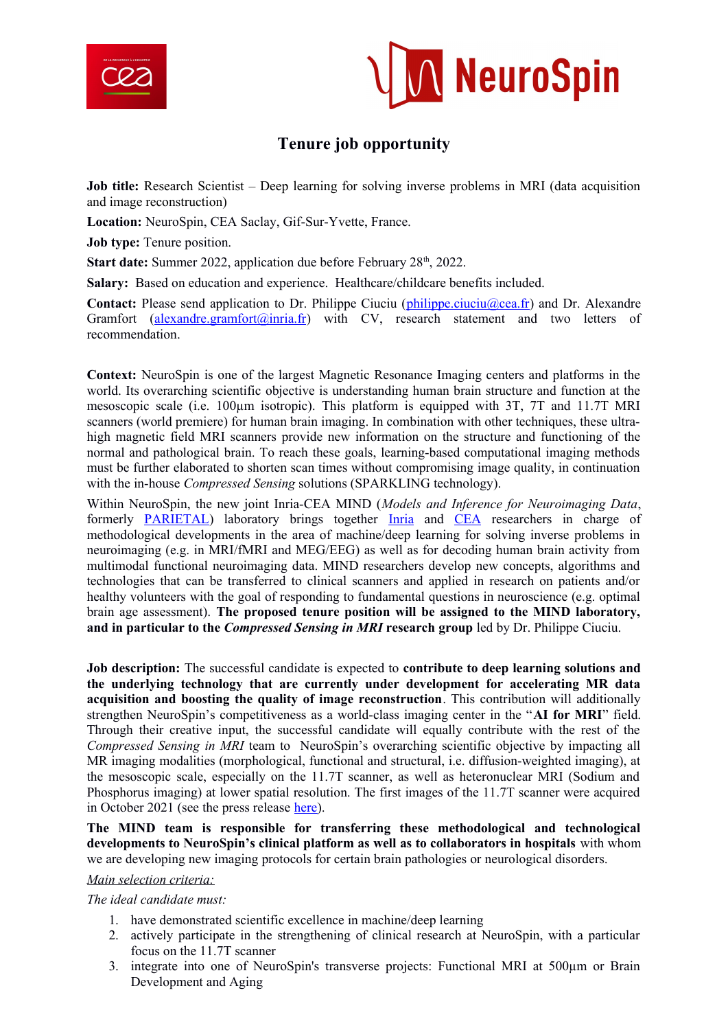# Tenure job opportunity

**Job title:** Research Scientist – Deep learning for solving inverse problems in MRI (data acquisition and image reconstruction)

**Location:** NeuroSpin, CEA Saclay, Gif-Sur-Yvette, France.

**Job type:** Tenure position.

**Start date:** Summer 2022, application due before February 28th, 2022.

**Salary:** Based on education and experience. Healthcare/childcare benefits included.

**Contact:** Please send application to Dr. Philippe Ciuciu (philippe.ciuciu@cea.fr) and Dr. Alexandre Gramfort (alexandre.gramfort@inria.fr) with CV, research statement and two letters of recommendation.

**Context:** NeuroSpin is one of the largest Magnetic Resonance Imaging centers and platforms in the world. Its overarching scientific objective is understanding human brain structure and function at the mesoscopic scale (i.e. 100µm isotropic). This platform is equipped with 3T, 7T and 11.7T MRI scanners (world premiere) for human brain imaging. In combination with other techniques, these ultra-high magnetic field MRI scanners provide new information on the structure and functioning of the normal and pathological brain. To reach these goals, learning-based computational imaging methods must be further elaborated to shorten scan times without compromising image quality, in continuation with the in-house *Compressed Sensing* solutions (SPARKLING technology).

Within NeuroSpin, the new joint Inria-CEA MIND (*Models and Inference for Neuroimaging Data*, formerly PARIETAL) laboratory brings together Inria and CEA researchers in charge of methodological developments in the area of machine/deep learning for solving inverse problems in neuroimaging (e.g. in MRI/fMRI and MEG/EEG) as well as for decoding human brain activity from multimodal functional neuroimaging data. MIND researchers develop new concepts, algorithms and technologies that can be transferred to clinical scanners and applied in research on patients and/or healthy volunteers with the goal of responding to fundamental questions in neuroscience (e.g. optimal brain age assessment). **The proposed tenure position will be assigned to the MIND laboratory, and in particular to the *Compressed Sensing in MRI* research group** led by Dr. Philippe Ciuciu.

**Job description:** The successful candidate is expected to **contribute to deep learning solutions and the underlying technology that are currently under development for accelerating MR data acquisition and boosting the quality of image reconstruction**. This contribution will additionally strengthen NeuroSpin's competitiveness as a world-class imaging center in the "**AI for MRI**" field. Through their creative input, the successful candidate will equally contribute with the rest of the *Compressed Sensing in MRI* team to NeuroSpin's overarching scientific objective by impacting all MR imaging modalities (morphological, functional and structural, i.e. diffusion-weighted imaging), at the mesoscopic scale, especially on the 11.7T scanner, as well as heteronuclear MRI (Sodium and Phosphorus imaging) at lower spatial resolution. The first images of the 11.7T scanner were acquired in October 2021 (see the press release here).

**The MIND team is responsible for transferring these methodological and technological developments to NeuroSpin's clinical platform as well as to collaborators in hospitals** with whom we are developing new imaging protocols for certain brain pathologies or neurological disorders.

*Main selection criteria:*

*The ideal candidate must:*

1. have demonstrated scientific excellence in machine/deep learning
2. actively participate in the strengthening of clinical research at NeuroSpin, with a particular focus on the 11.7T scanner
3. integrate into one of NeuroSpin's transverse projects: Functional MRI at 500µm or Brain Development and Aging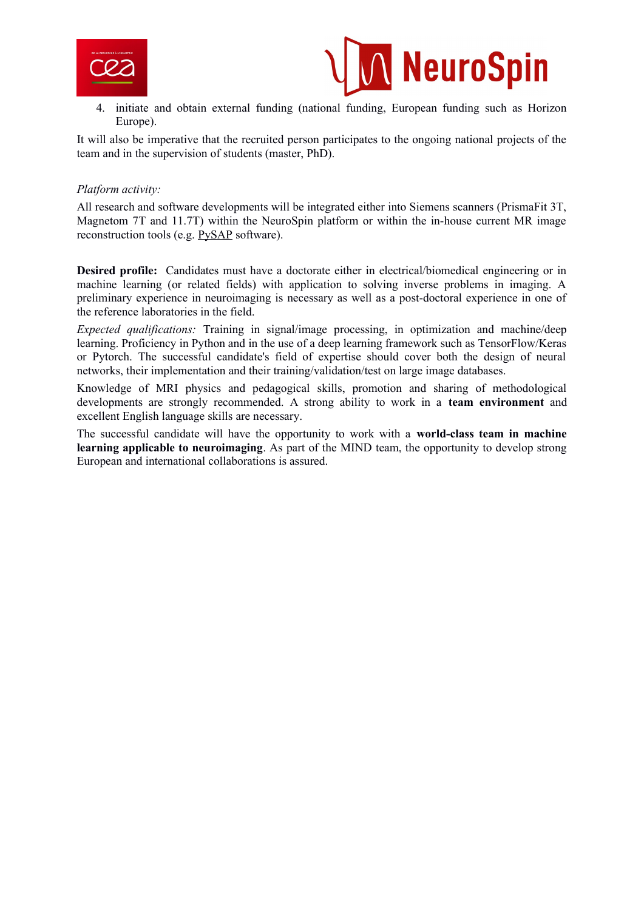4. initiate and obtain external funding (national funding, European funding such as Horizon Europe).

It will also be imperative that the recruited person participates to the ongoing national projects of the team and in the supervision of students (master, PhD).

*Platform activity:*

All research and software developments will be integrated either into Siemens scanners (PrismaFit 3T, Magnetom 7T and 11.7T) within the NeuroSpin platform or within the in-house current MR image reconstruction tools (e.g. PySAP software).

**Desired profile:** Candidates must have a doctorate either in electrical/biomedical engineering or in machine learning (or related fields) with application to solving inverse problems in imaging. A preliminary experience in neuroimaging is necessary as well as a post-doctoral experience in one of the reference laboratories in the field.

*Expected qualifications:* Training in signal/image processing, in optimization and machine/deep learning. Proficiency in Python and in the use of a deep learning framework such as TensorFlow/Keras or Pytorch. The successful candidate's field of expertise should cover both the design of neural networks, their implementation and their training/validation/test on large image databases.

Knowledge of MRI physics and pedagogical skills, promotion and sharing of methodological developments are strongly recommended. A strong ability to work in a **team environment** and excellent English language skills are necessary.

The successful candidate will have the opportunity to work with a **world-class team in machine learning applicable to neuroimaging**. As part of the MIND team, the opportunity to develop strong European and international collaborations is assured.